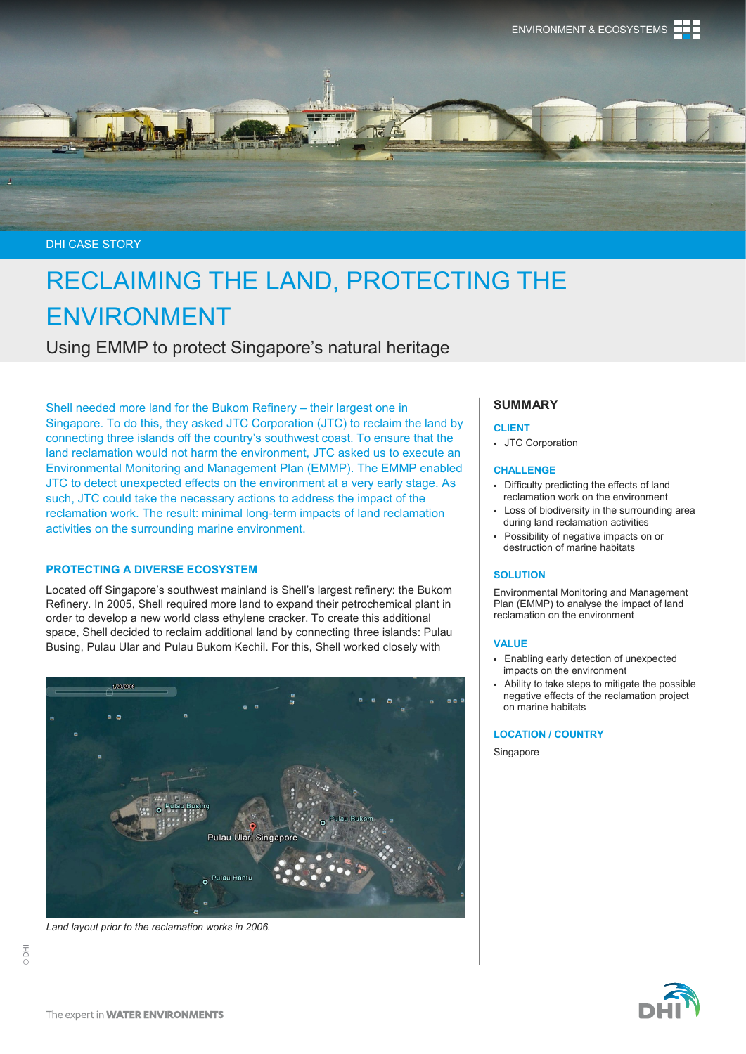ENVIRONMENT & ECOSYSTEMS

DHI CASE STORY

# RECLAIMING THE LAND, PROTECTING THE ENVIRONMENT

## Using EMMP to protect Singapore's natural heritage

Shell needed more land for the Bukom Refinery – their largest one in Singapore. To do this, they asked JTC Corporation (JTC) to reclaim the land by connecting three islands off the country's southwest coast. To ensure that the land reclamation would not harm the environment, JTC asked us to execute an Environmental Monitoring and Management Plan (EMMP). The EMMP enabled JTC to detect unexpected effects on the environment at a very early stage. As such, JTC could take the necessary actions to address the impact of the reclamation work. The result: minimal long-term impacts of land reclamation activities on the surrounding marine environment.

### PROTECTING A DIVERSE ECOSYSTEM

Located off Singapore's southwest mainland is Shell's largest refinery: the Bukom Refinery. In 2005, Shell required more land to expand their petrochemical plant in order to develop a new world class ethylene cracker. To create this additional space, Shell decided to reclaim additional land by connecting three islands: Pulau Busing, Pulau Ular and Pulau Bukom Kechil. For this, Shell worked closely with

*Land layout prior to the reclamation works in 2006.*

### SUMMARY

**CLIENT**

- JTC Corporation

**CHALLENGE**

- Difficulty predicting the effects of land reclamation work on the environment
- Loss of biodiversity in the surrounding area during land reclamation activities
- Possibility of negative impacts on or destruction of marine habitats

**SOLUTION**

Environmental Monitoring and Management Plan (EMMP) to analyse the impact of land reclamation on the environment

**VALUE**

- Enabling early detection of unexpected impacts on the environment
- Ability to take steps to mitigate the possible negative effects of the reclamation project on marine habitats

**LOCATION / COUNTRY**

Singapore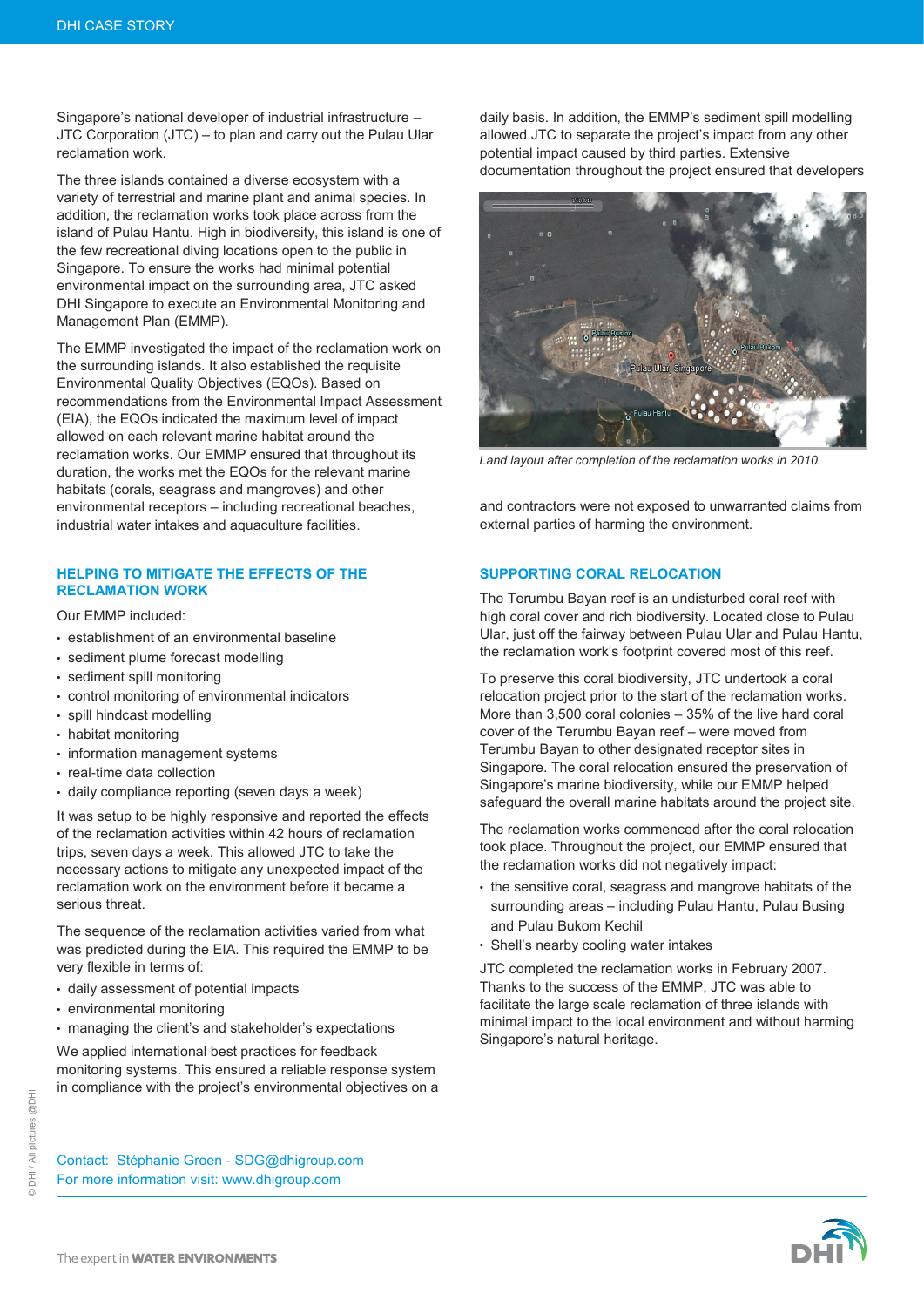Singapore's national developer of industrial infrastructure – JTC Corporation (JTC) – to plan and carry out the Pulau Ular reclamation work.

The three islands contained a diverse ecosystem with a variety of terrestrial and marine plant and animal species. In addition, the reclamation works took place across from the island of Pulau Hantu. High in biodiversity, this island is one of the few recreational diving locations open to the public in Singapore. To ensure the works had minimal potential environmental impact on the surrounding area, JTC asked DHI Singapore to execute an Environmental Monitoring and Management Plan (EMMP).

The EMMP investigated the impact of the reclamation work on the surrounding islands. It also established the requisite Environmental Quality Objectives (EQOs). Based on recommendations from the Environmental Impact Assessment (EIA), the EQOs indicated the maximum level of impact allowed on each relevant marine habitat around the reclamation works. Our EMMP ensured that throughout its duration, the works met the EQOs for the relevant marine habitats (corals, seagrass and mangroves) and other environmental receptors – including recreational beaches, industrial water intakes and aquaculture facilities.

## HELPING TO MITIGATE THE EFFECTS OF THE RECLAMATION WORK

Our EMMP included:

- establishment of an environmental baseline
- sediment plume forecast modelling
- sediment spill monitoring
- control monitoring of environmental indicators
- spill hindcast modelling
- habitat monitoring
- information management systems
- real-time data collection
- daily compliance reporting (seven days a week)

It was setup to be highly responsive and reported the effects of the reclamation activities within 42 hours of reclamation trips, seven days a week. This allowed JTC to take the necessary actions to mitigate any unexpected impact of the reclamation work on the environment before it became a serious threat.

The sequence of the reclamation activities varied from what was predicted during the EIA. This required the EMMP to be very flexible in terms of:

- daily assessment of potential impacts
- environmental monitoring
- managing the client's and stakeholder's expectations

We applied international best practices for feedback monitoring systems. This ensured a reliable response system in compliance with the project's environmental objectives on a daily basis. In addition, the EMMP's sediment spill modelling allowed JTC to separate the project's impact from any other potential impact caused by third parties. Extensive documentation throughout the project ensured that developers and contractors were not exposed to unwarranted claims from external parties of harming the environment.

*Land layout after completion of the reclamation works in 2010.*

## SUPPORTING CORAL RELOCATION

The Terumbu Bayan reef is an undisturbed coral reef with high coral cover and rich biodiversity. Located close to Pulau Ular, just off the fairway between Pulau Ular and Pulau Hantu, the reclamation work's footprint covered most of this reef.

To preserve this coral biodiversity, JTC undertook a coral relocation project prior to the start of the reclamation works. More than 3,500 coral colonies – 35% of the live hard coral cover of the Terumbu Bayan reef – were moved from Terumbu Bayan to other designated receptor sites in Singapore. The coral relocation ensured the preservation of Singapore's marine biodiversity, while our EMMP helped safeguard the overall marine habitats around the project site.

The reclamation works commenced after the coral relocation took place. Throughout the project, our EMMP ensured that the reclamation works did not negatively impact:

- the sensitive coral, seagrass and mangrove habitats of the surrounding areas – including Pulau Hantu, Pulau Busing and Pulau Bukom Kechil
- Shell's nearby cooling water intakes

JTC completed the reclamation works in February 2007. Thanks to the success of the EMMP, JTC was able to facilitate the large scale reclamation of three islands with minimal impact to the local environment and without harming Singapore's natural heritage.

Contact: Stéphanie Groen - SDG@dhigroup.com
For more information visit: www.dhigroup.com